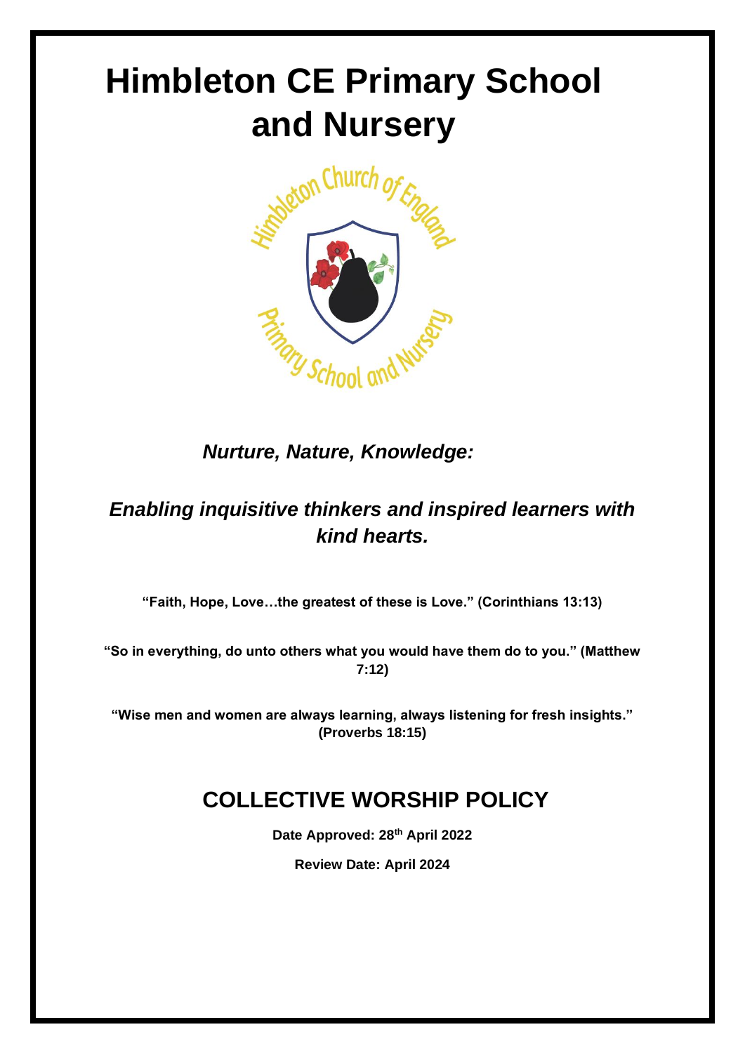# Himbleton CE Primary School and Nursery

***Nurture, Nature, Knowledge:***

***Enabling inquisitive thinkers and inspired learners with kind hearts.***

**"Faith, Hope, Love…the greatest of these is Love." (Corinthians 13:13)**

**"So in everything, do unto others what you would have them do to you." (Matthew 7:12)**

**"Wise men and women are always learning, always listening for fresh insights." (Proverbs 18:15)**

## COLLECTIVE WORSHIP POLICY

**Date Approved: 28th April 2022**

**Review Date: April 2024**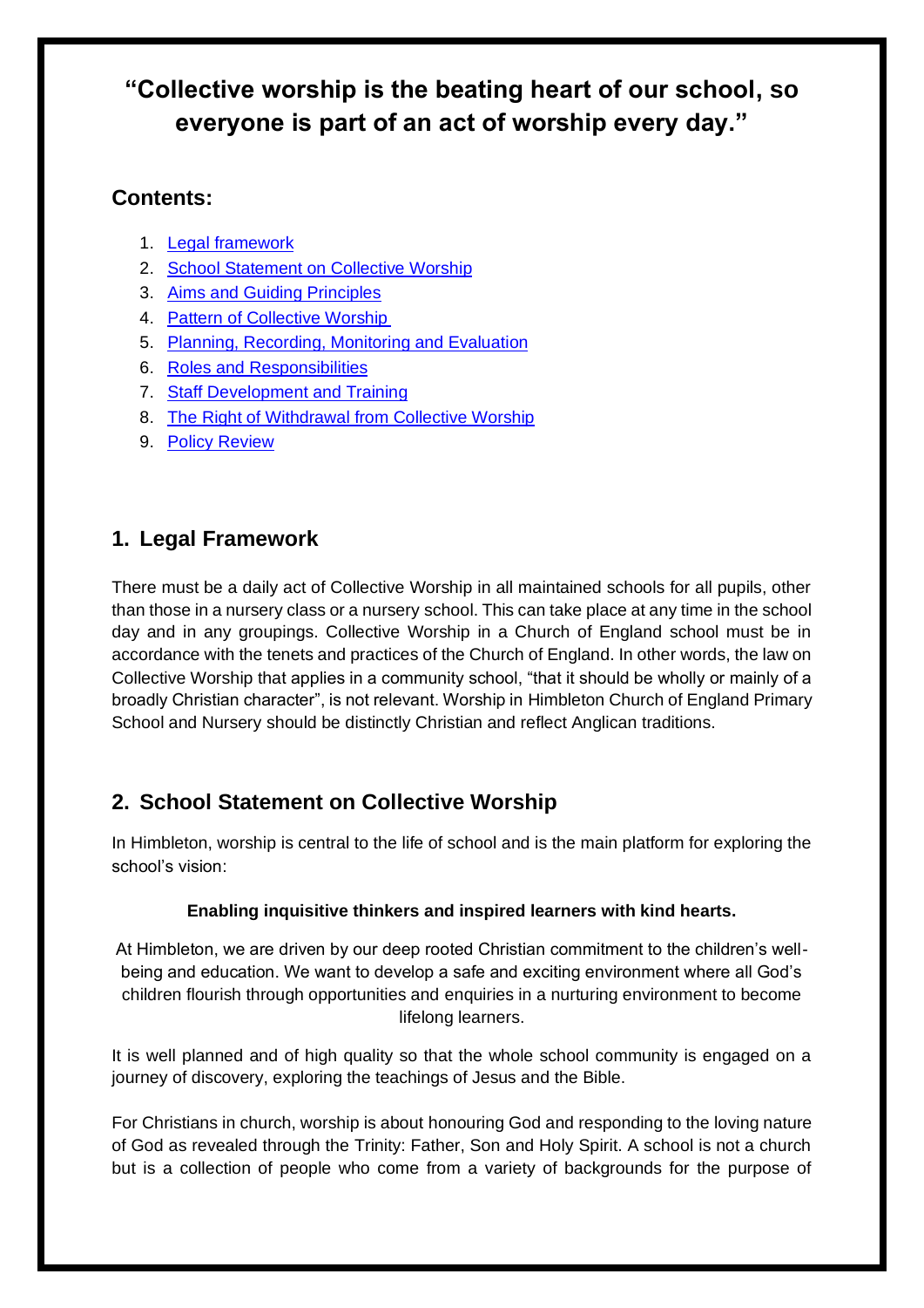# "Collective worship is the beating heart of our school, so everyone is part of an act of worship every day."

## Contents:

1. [Legal framework](#)
2. [School Statement on Collective Worship](#)
3. [Aims and Guiding Principles](#)
4. [Pattern of Collective Worship](#)
5. [Planning, Recording, Monitoring and Evaluation](#)
6. [Roles and Responsibilities](#)
7. [Staff Development and Training](#)
8. [The Right of Withdrawal from Collective Worship](#)
9. [Policy Review](#)

## 1. Legal Framework

There must be a daily act of Collective Worship in all maintained schools for all pupils, other than those in a nursery class or a nursery school. This can take place at any time in the school day and in any groupings. Collective Worship in a Church of England school must be in accordance with the tenets and practices of the Church of England. In other words, the law on Collective Worship that applies in a community school, "that it should be wholly or mainly of a broadly Christian character", is not relevant. Worship in Himbleton Church of England Primary School and Nursery should be distinctly Christian and reflect Anglican traditions.

## 2. School Statement on Collective Worship

In Himbleton, worship is central to the life of school and is the main platform for exploring the school's vision:

**Enabling inquisitive thinkers and inspired learners with kind hearts.**

At Himbleton, we are driven by our deep rooted Christian commitment to the children's well-being and education. We want to develop a safe and exciting environment where all God's children flourish through opportunities and enquiries in a nurturing environment to become lifelong learners.

It is well planned and of high quality so that the whole school community is engaged on a journey of discovery, exploring the teachings of Jesus and the Bible.

For Christians in church, worship is about honouring God and responding to the loving nature of God as revealed through the Trinity: Father, Son and Holy Spirit. A school is not a church but is a collection of people who come from a variety of backgrounds for the purpose of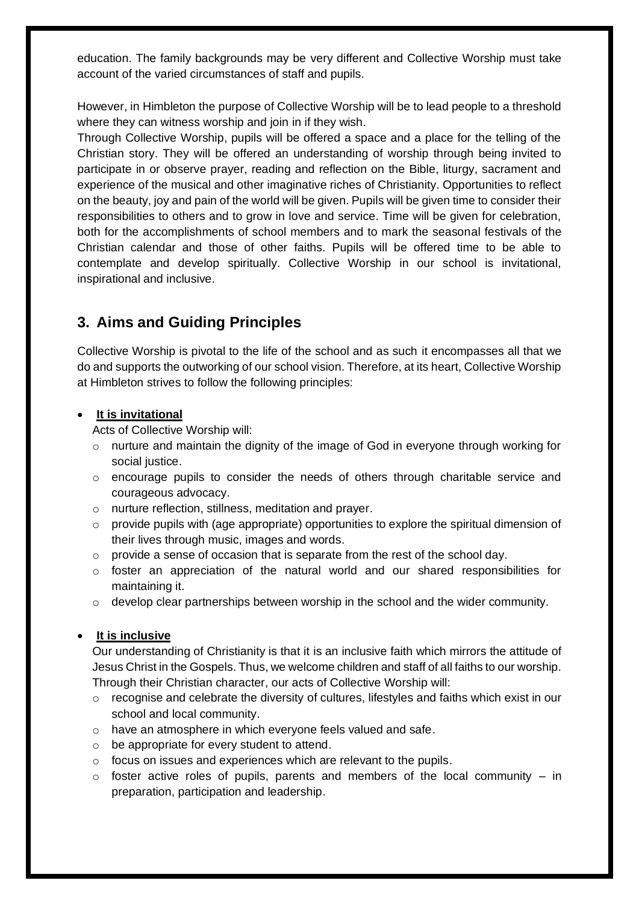education. The family backgrounds may be very different and Collective Worship must take account of the varied circumstances of staff and pupils.

However, in Himbleton the purpose of Collective Worship will be to lead people to a threshold where they can witness worship and join in if they wish.
Through Collective Worship, pupils will be offered a space and a place for the telling of the Christian story. They will be offered an understanding of worship through being invited to participate in or observe prayer, reading and reflection on the Bible, liturgy, sacrament and experience of the musical and other imaginative riches of Christianity. Opportunities to reflect on the beauty, joy and pain of the world will be given. Pupils will be given time to consider their responsibilities to others and to grow in love and service. Time will be given for celebration, both for the accomplishments of school members and to mark the seasonal festivals of the Christian calendar and those of other faiths. Pupils will be offered time to be able to contemplate and develop spiritually. Collective Worship in our school is invitational, inspirational and inclusive.

## 3. Aims and Guiding Principles

Collective Worship is pivotal to the life of the school and as such it encompasses all that we do and supports the outworking of our school vision. Therefore, at its heart, Collective Worship at Himbleton strives to follow the following principles:

- **It is invitational**

  Acts of Collective Worship will:
  - nurture and maintain the dignity of the image of God in everyone through working for social justice.
  - encourage pupils to consider the needs of others through charitable service and courageous advocacy.
  - nurture reflection, stillness, meditation and prayer.
  - provide pupils with (age appropriate) opportunities to explore the spiritual dimension of their lives through music, images and words.
  - provide a sense of occasion that is separate from the rest of the school day.
  - foster an appreciation of the natural world and our shared responsibilities for maintaining it.
  - develop clear partnerships between worship in the school and the wider community.

- **It is inclusive**

  Our understanding of Christianity is that it is an inclusive faith which mirrors the attitude of Jesus Christ in the Gospels. Thus, we welcome children and staff of all faiths to our worship. Through their Christian character, our acts of Collective Worship will:
  - recognise and celebrate the diversity of cultures, lifestyles and faiths which exist in our school and local community.
  - have an atmosphere in which everyone feels valued and safe.
  - be appropriate for every student to attend.
  - focus on issues and experiences which are relevant to the pupils.
  - foster active roles of pupils, parents and members of the local community – in preparation, participation and leadership.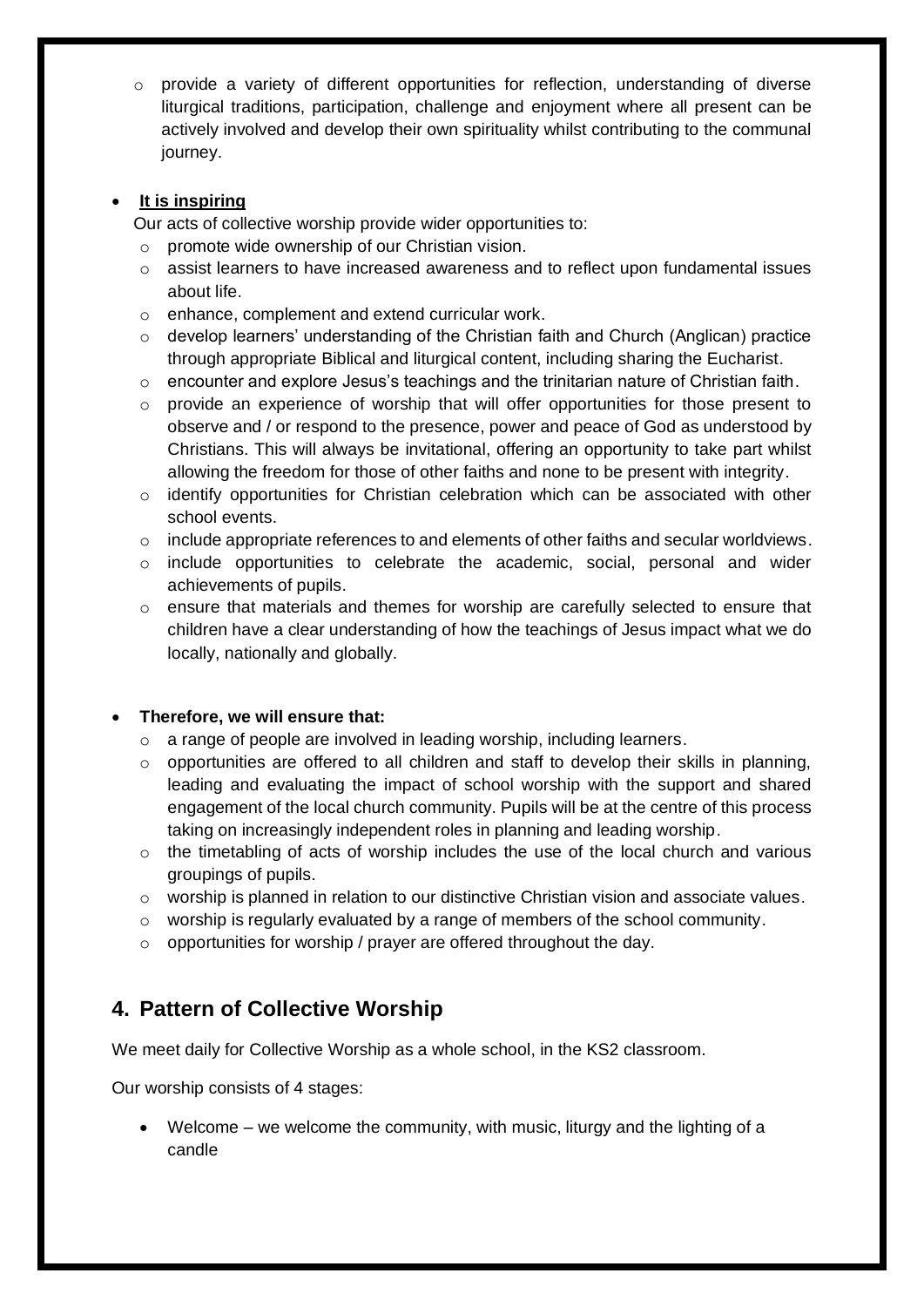- provide a variety of different opportunities for reflection, understanding of diverse liturgical traditions, participation, challenge and enjoyment where all present can be actively involved and develop their own spirituality whilst contributing to the communal journey.

- **It is inspiring**

  Our acts of collective worship provide wider opportunities to:
  - promote wide ownership of our Christian vision.
  - assist learners to have increased awareness and to reflect upon fundamental issues about life.
  - enhance, complement and extend curricular work.
  - develop learners' understanding of the Christian faith and Church (Anglican) practice through appropriate Biblical and liturgical content, including sharing the Eucharist.
  - encounter and explore Jesus's teachings and the trinitarian nature of Christian faith.
  - provide an experience of worship that will offer opportunities for those present to observe and / or respond to the presence, power and peace of God as understood by Christians. This will always be invitational, offering an opportunity to take part whilst allowing the freedom for those of other faiths and none to be present with integrity.
  - identify opportunities for Christian celebration which can be associated with other school events.
  - include appropriate references to and elements of other faiths and secular worldviews.
  - include opportunities to celebrate the academic, social, personal and wider achievements of pupils.
  - ensure that materials and themes for worship are carefully selected to ensure that children have a clear understanding of how the teachings of Jesus impact what we do locally, nationally and globally.

- **Therefore, we will ensure that:**
  - a range of people are involved in leading worship, including learners.
  - opportunities are offered to all children and staff to develop their skills in planning, leading and evaluating the impact of school worship with the support and shared engagement of the local church community. Pupils will be at the centre of this process taking on increasingly independent roles in planning and leading worship.
  - the timetabling of acts of worship includes the use of the local church and various groupings of pupils.
  - worship is planned in relation to our distinctive Christian vision and associate values.
  - worship is regularly evaluated by a range of members of the school community.
  - opportunities for worship / prayer are offered throughout the day.

## 4. Pattern of Collective Worship

We meet daily for Collective Worship as a whole school, in the KS2 classroom.

Our worship consists of 4 stages:

- Welcome – we welcome the community, with music, liturgy and the lighting of a candle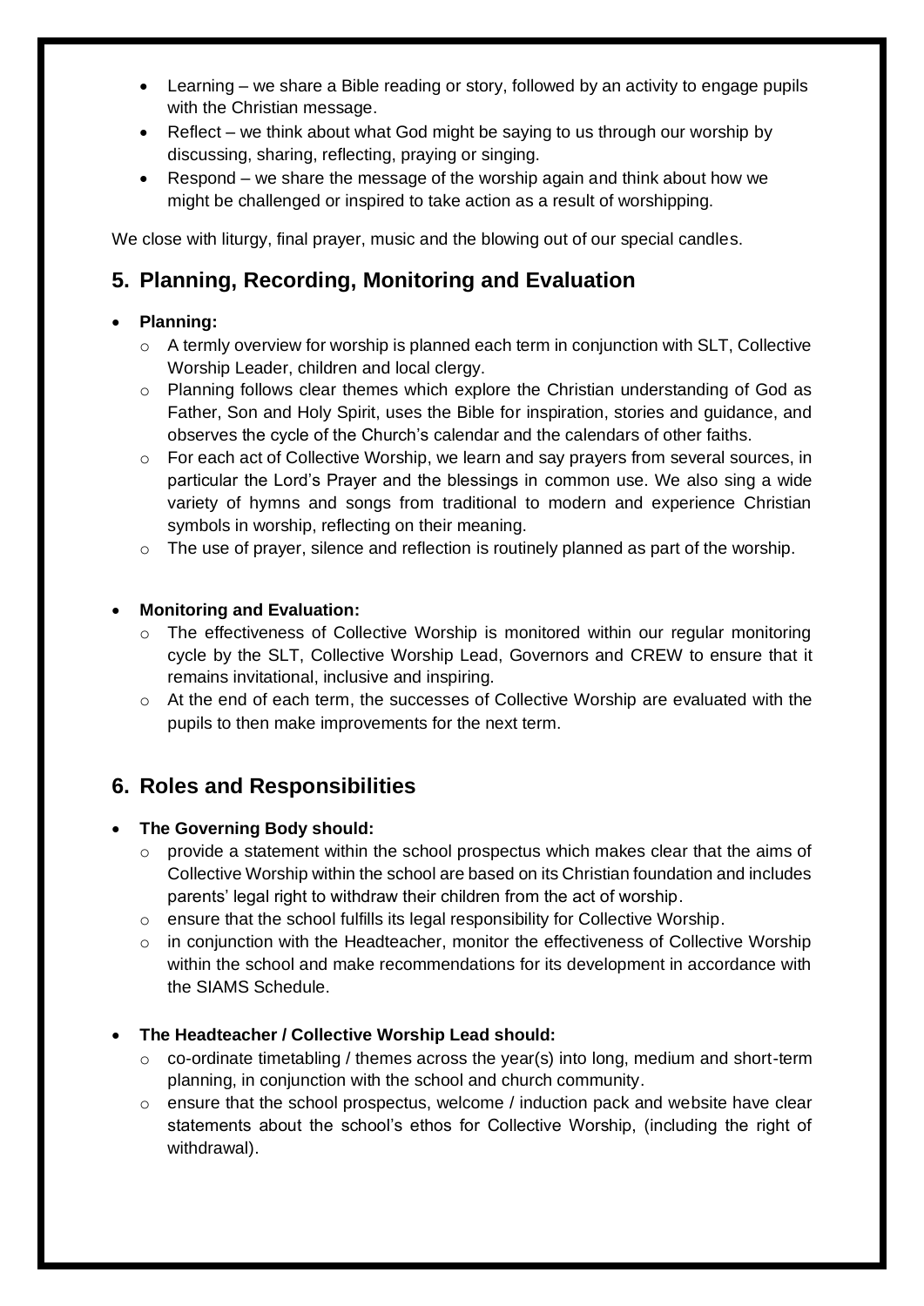- Learning – we share a Bible reading or story, followed by an activity to engage pupils with the Christian message.
- Reflect – we think about what God might be saying to us through our worship by discussing, sharing, reflecting, praying or singing.
- Respond – we share the message of the worship again and think about how we might be challenged or inspired to take action as a result of worshipping.

We close with liturgy, final prayer, music and the blowing out of our special candles.

## 5. Planning, Recording, Monitoring and Evaluation

- **Planning:**
  - A termly overview for worship is planned each term in conjunction with SLT, Collective Worship Leader, children and local clergy.
  - Planning follows clear themes which explore the Christian understanding of God as Father, Son and Holy Spirit, uses the Bible for inspiration, stories and guidance, and observes the cycle of the Church's calendar and the calendars of other faiths.
  - For each act of Collective Worship, we learn and say prayers from several sources, in particular the Lord's Prayer and the blessings in common use. We also sing a wide variety of hymns and songs from traditional to modern and experience Christian symbols in worship, reflecting on their meaning.
  - The use of prayer, silence and reflection is routinely planned as part of the worship.

- **Monitoring and Evaluation:**
  - The effectiveness of Collective Worship is monitored within our regular monitoring cycle by the SLT, Collective Worship Lead, Governors and CREW to ensure that it remains invitational, inclusive and inspiring.
  - At the end of each term, the successes of Collective Worship are evaluated with the pupils to then make improvements for the next term.

## 6. Roles and Responsibilities

- **The Governing Body should:**
  - provide a statement within the school prospectus which makes clear that the aims of Collective Worship within the school are based on its Christian foundation and includes parents' legal right to withdraw their children from the act of worship.
  - ensure that the school fulfills its legal responsibility for Collective Worship.
  - in conjunction with the Headteacher, monitor the effectiveness of Collective Worship within the school and make recommendations for its development in accordance with the SIAMS Schedule.

- **The Headteacher / Collective Worship Lead should:**
  - co-ordinate timetabling / themes across the year(s) into long, medium and short-term planning, in conjunction with the school and church community.
  - ensure that the school prospectus, welcome / induction pack and website have clear statements about the school's ethos for Collective Worship, (including the right of withdrawal).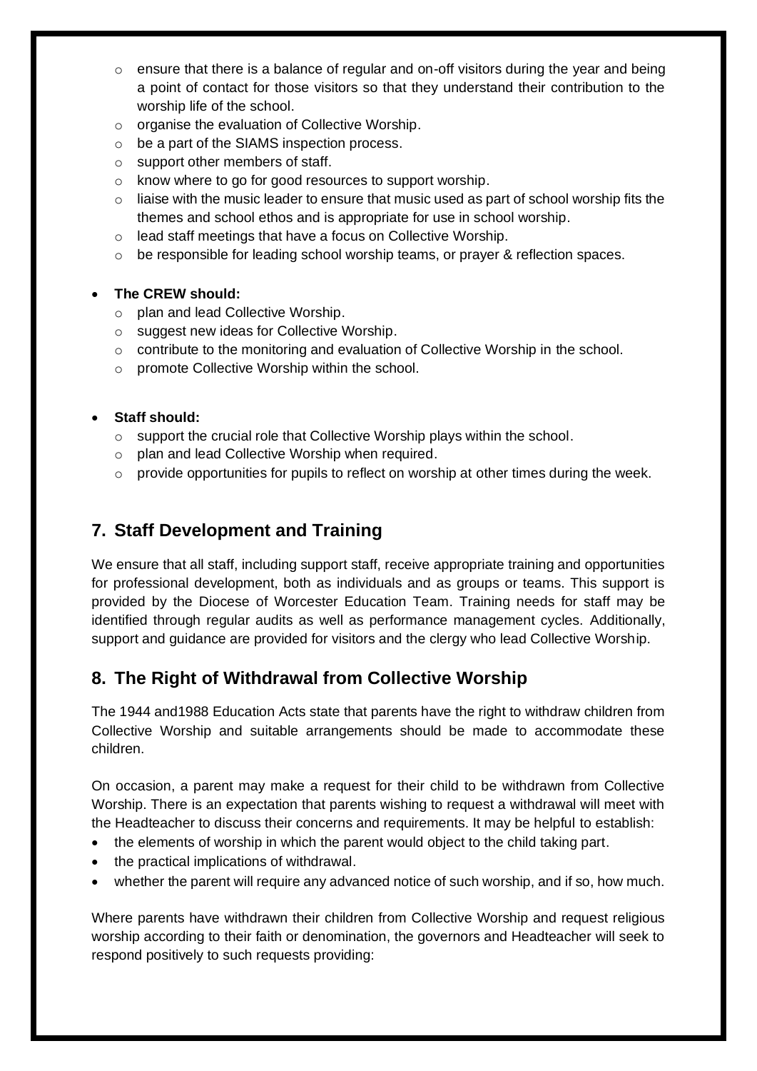- ensure that there is a balance of regular and on-off visitors during the year and being a point of contact for those visitors so that they understand their contribution to the worship life of the school.
  - organise the evaluation of Collective Worship.
  - be a part of the SIAMS inspection process.
  - support other members of staff.
  - know where to go for good resources to support worship.
  - liaise with the music leader to ensure that music used as part of school worship fits the themes and school ethos and is appropriate for use in school worship.
  - lead staff meetings that have a focus on Collective Worship.
  - be responsible for leading school worship teams, or prayer & reflection spaces.

- **The CREW should:**
  - plan and lead Collective Worship.
  - suggest new ideas for Collective Worship.
  - contribute to the monitoring and evaluation of Collective Worship in the school.
  - promote Collective Worship within the school.

- **Staff should:**
  - support the crucial role that Collective Worship plays within the school.
  - plan and lead Collective Worship when required.
  - provide opportunities for pupils to reflect on worship at other times during the week.

## 7. Staff Development and Training

We ensure that all staff, including support staff, receive appropriate training and opportunities for professional development, both as individuals and as groups or teams. This support is provided by the Diocese of Worcester Education Team. Training needs for staff may be identified through regular audits as well as performance management cycles. Additionally, support and guidance are provided for visitors and the clergy who lead Collective Worship.

## 8. The Right of Withdrawal from Collective Worship

The 1944 and1988 Education Acts state that parents have the right to withdraw children from Collective Worship and suitable arrangements should be made to accommodate these children.

On occasion, a parent may make a request for their child to be withdrawn from Collective Worship. There is an expectation that parents wishing to request a withdrawal will meet with the Headteacher to discuss their concerns and requirements. It may be helpful to establish:

- the elements of worship in which the parent would object to the child taking part.
- the practical implications of withdrawal.
- whether the parent will require any advanced notice of such worship, and if so, how much.

Where parents have withdrawn their children from Collective Worship and request religious worship according to their faith or denomination, the governors and Headteacher will seek to respond positively to such requests providing: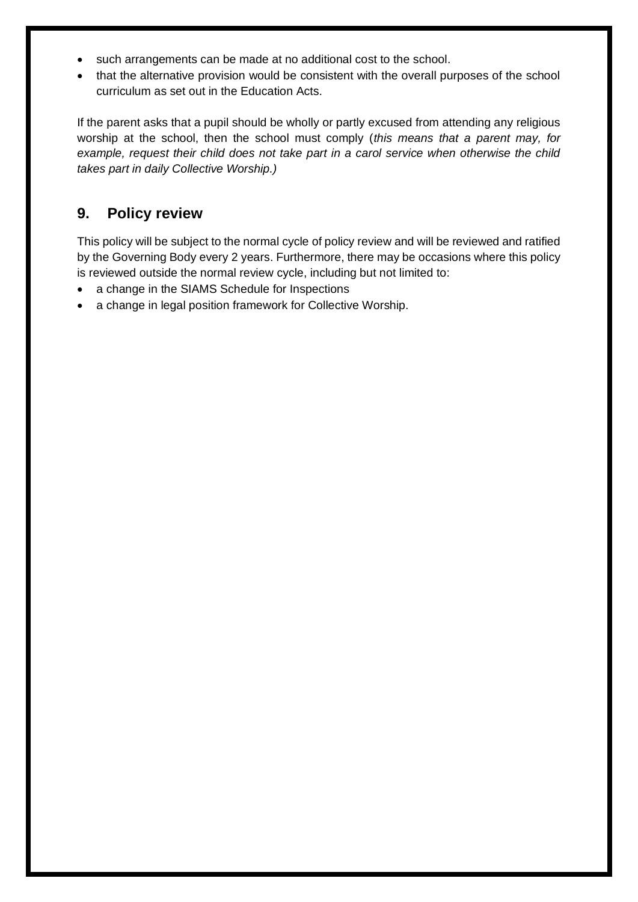- such arrangements can be made at no additional cost to the school.
- that the alternative provision would be consistent with the overall purposes of the school curriculum as set out in the Education Acts.

If the parent asks that a pupil should be wholly or partly excused from attending any religious worship at the school, then the school must comply (*this means that a parent may, for example, request their child does not take part in a carol service when otherwise the child takes part in daily Collective Worship.)*

## 9. Policy review

This policy will be subject to the normal cycle of policy review and will be reviewed and ratified by the Governing Body every 2 years. Furthermore, there may be occasions where this policy is reviewed outside the normal review cycle, including but not limited to:

- a change in the SIAMS Schedule for Inspections
- a change in legal position framework for Collective Worship.